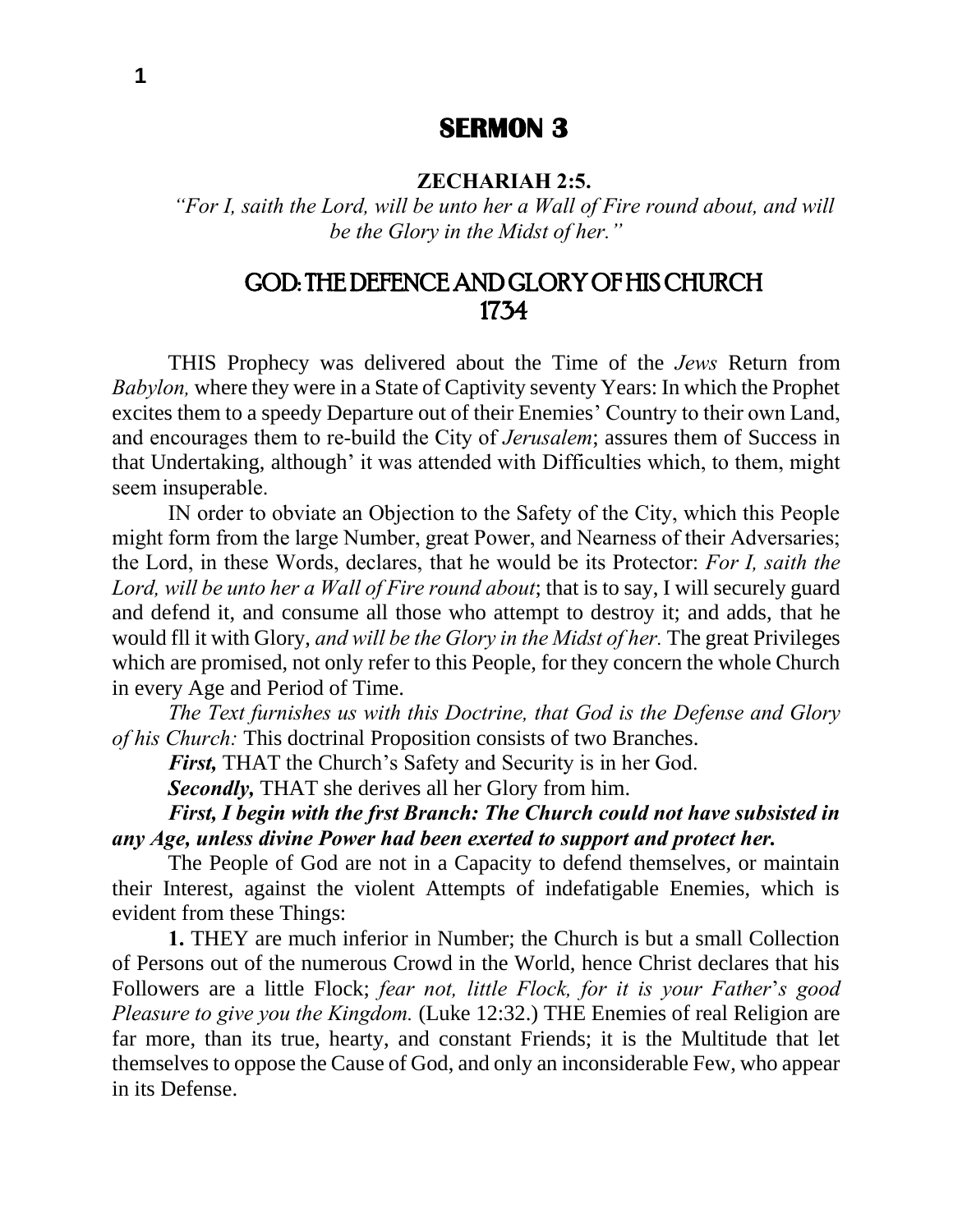# SERMON 3

**ZECHARIAH 2:5.**

*"For I, saith the Lord, will be unto her a Wall of Fire round about, and will be the Glory in the Midst of her."*

## GOD: THE DEFENCE AND GLORY OF HIS CHURCH
## 1734

THIS Prophecy was delivered about the Time of the *Jews* Return from *Babylon,* where they were in a State of Captivity seventy Years: In which the Prophet excites them to a speedy Departure out of their Enemies' Country to their own Land, and encourages them to re-build the City of *Jerusalem*; assures them of Success in that Undertaking, although' it was attended with Difficulties which, to them, might seem insuperable.

IN order to obviate an Objection to the Safety of the City, which this People might form from the large Number, great Power, and Nearness of their Adversaries; the Lord, in these Words, declares, that he would be its Protector: *For I, saith the Lord, will be unto her a Wall of Fire round about*; that is to say, I will securely guard and defend it, and consume all those who attempt to destroy it; and adds, that he would fll it with Glory, *and will be the Glory in the Midst of her.* The great Privileges which are promised, not only refer to this People, for they concern the whole Church in every Age and Period of Time.

*The Text furnishes us with this Doctrine, that God is the Defense and Glory of his Church:* This doctrinal Proposition consists of two Branches.

***First,*** THAT the Church's Safety and Security is in her God.

***Secondly,*** THAT she derives all her Glory from him.

***First, I begin with the frst Branch: The Church could not have subsisted in any Age, unless divine Power had been exerted to support and protect her.***

The People of God are not in a Capacity to defend themselves, or maintain their Interest, against the violent Attempts of indefatigable Enemies, which is evident from these Things:

**1.** THEY are much inferior in Number; the Church is but a small Collection of Persons out of the numerous Crowd in the World, hence Christ declares that his Followers are a little Flock; *fear not, little Flock, for it is your Father's good Pleasure to give you the Kingdom.* (Luke 12:32.) THE Enemies of real Religion are far more, than its true, hearty, and constant Friends; it is the Multitude that let themselves to oppose the Cause of God, and only an inconsiderable Few, who appear in its Defense.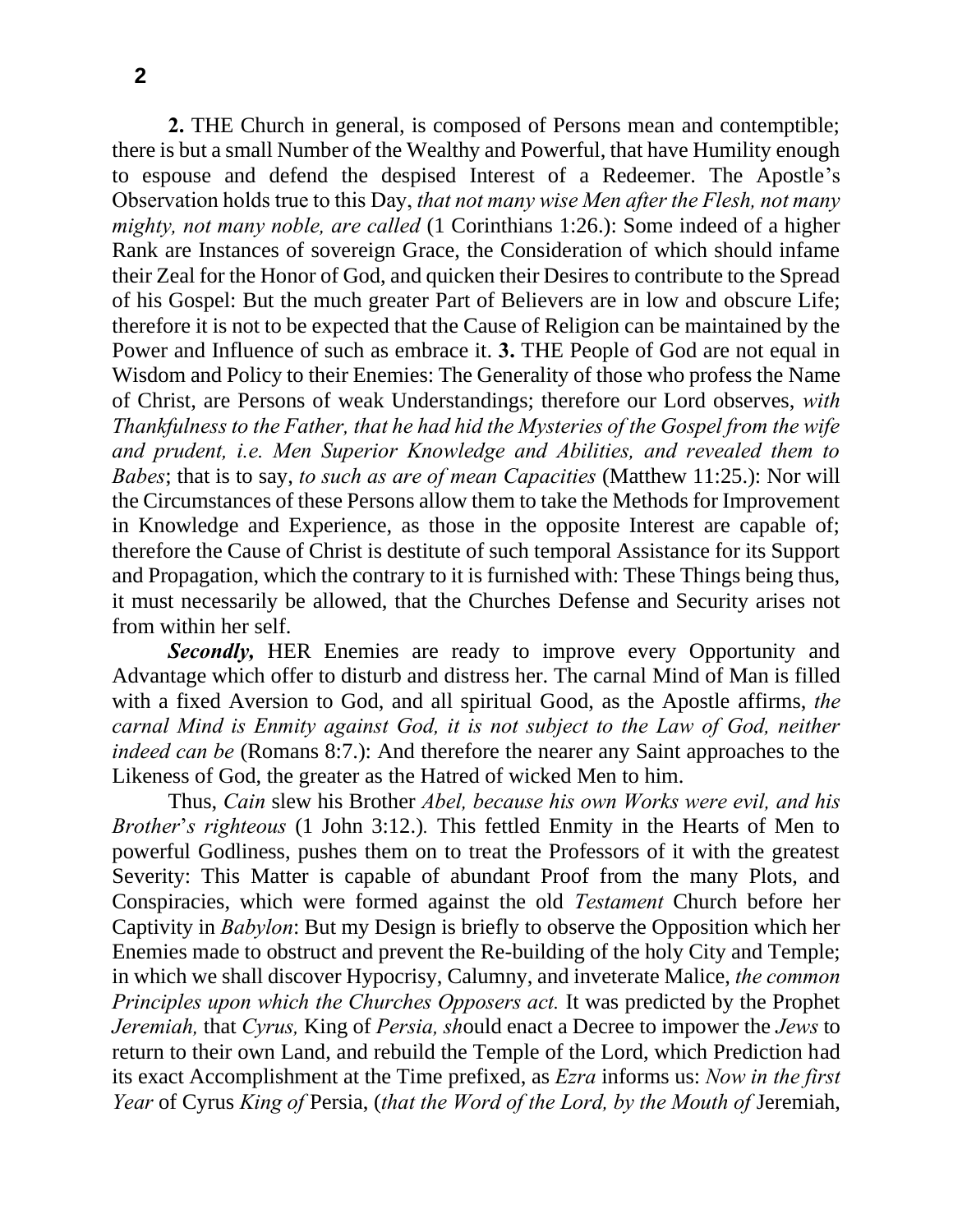**2.** THE Church in general, is composed of Persons mean and contemptible; there is but a small Number of the Wealthy and Powerful, that have Humility enough to espouse and defend the despised Interest of a Redeemer. The Apostle's Observation holds true to this Day, *that not many wise Men after the Flesh, not many mighty, not many noble, are called* (1 Corinthians 1:26.): Some indeed of a higher Rank are Instances of sovereign Grace, the Consideration of which should infame their Zeal for the Honor of God, and quicken their Desires to contribute to the Spread of his Gospel: But the much greater Part of Believers are in low and obscure Life; therefore it is not to be expected that the Cause of Religion can be maintained by the Power and Influence of such as embrace it. **3.** THE People of God are not equal in Wisdom and Policy to their Enemies: The Generality of those who profess the Name of Christ, are Persons of weak Understandings; therefore our Lord observes, *with Thankfulness to the Father, that he had hid the Mysteries of the Gospel from the wife and prudent, i.e. Men Superior Knowledge and Abilities, and revealed them to Babes*; that is to say, *to such as are of mean Capacities* (Matthew 11:25.): Nor will the Circumstances of these Persons allow them to take the Methods for Improvement in Knowledge and Experience, as those in the opposite Interest are capable of; therefore the Cause of Christ is destitute of such temporal Assistance for its Support and Propagation, which the contrary to it is furnished with: These Things being thus, it must necessarily be allowed, that the Churches Defense and Security arises not from within her self.

***Secondly,*** HER Enemies are ready to improve every Opportunity and Advantage which offer to disturb and distress her. The carnal Mind of Man is filled with a fixed Aversion to God, and all spiritual Good, as the Apostle affirms, *the carnal Mind is Enmity against God, it is not subject to the Law of God, neither indeed can be* (Romans 8:7.): And therefore the nearer any Saint approaches to the Likeness of God, the greater as the Hatred of wicked Men to him.

Thus, *Cain* slew his Brother *Abel, because his own Works were evil, and his Brother's righteous* (1 John 3:12.)*.* This fettled Enmity in the Hearts of Men to powerful Godliness, pushes them on to treat the Professors of it with the greatest Severity: This Matter is capable of abundant Proof from the many Plots, and Conspiracies, which were formed against the old *Testament* Church before her Captivity in *Babylon*: But my Design is briefly to observe the Opposition which her Enemies made to obstruct and prevent the Re-building of the holy City and Temple; in which we shall discover Hypocrisy, Calumny, and inveterate Malice, *the common Principles upon which the Churches Opposers act.* It was predicted by the Prophet *Jeremiah,* that *Cyrus,* King of *Persia, sh*ould enact a Decree to impower the *Jews* to return to their own Land, and rebuild the Temple of the Lord, which Prediction had its exact Accomplishment at the Time prefixed, as *Ezra* informs us: *Now in the first Year* of Cyrus *King of* Persia, (*that the Word of the Lord, by the Mouth of* Jeremiah,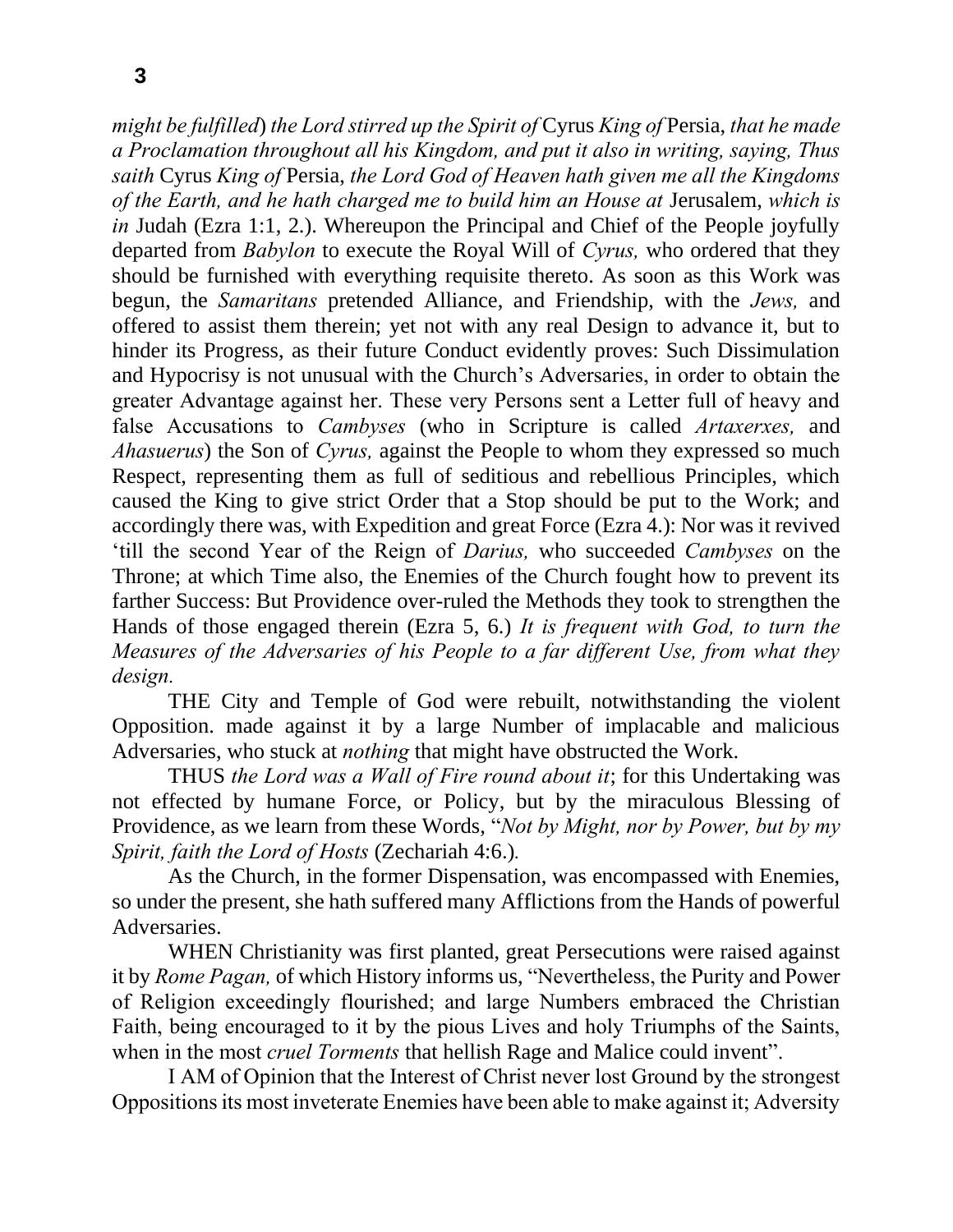*might be fulfilled*) *the Lord stirred up the Spirit of* Cyrus *King of* Persia, *that he made a Proclamation throughout all his Kingdom, and put it also in writing, saying, Thus saith* Cyrus *King of* Persia, *the Lord God of Heaven hath given me all the Kingdoms of the Earth, and he hath charged me to build him an House at* Jerusalem, *which is in* Judah (Ezra 1:1, 2.). Whereupon the Principal and Chief of the People joyfully departed from *Babylon* to execute the Royal Will of *Cyrus,* who ordered that they should be furnished with everything requisite thereto. As soon as this Work was begun, the *Samaritans* pretended Alliance, and Friendship, with the *Jews,* and offered to assist them therein; yet not with any real Design to advance it, but to hinder its Progress, as their future Conduct evidently proves: Such Dissimulation and Hypocrisy is not unusual with the Church's Adversaries, in order to obtain the greater Advantage against her. These very Persons sent a Letter full of heavy and false Accusations to *Cambyses* (who in Scripture is called *Artaxerxes,* and *Ahasuerus*) the Son of *Cyrus,* against the People to whom they expressed so much Respect, representing them as full of seditious and rebellious Principles, which caused the King to give strict Order that a Stop should be put to the Work; and accordingly there was, with Expedition and great Force (Ezra 4.): Nor was it revived 'till the second Year of the Reign of *Darius,* who succeeded *Cambyses* on the Throne; at which Time also, the Enemies of the Church fought how to prevent its farther Success: But Providence over-ruled the Methods they took to strengthen the Hands of those engaged therein (Ezra 5, 6.) *It is frequent with God, to turn the Measures of the Adversaries of his People to a far different Use, from what they design.*

THE City and Temple of God were rebuilt, notwithstanding the violent Opposition. made against it by a large Number of implacable and malicious Adversaries, who stuck at *nothing* that might have obstructed the Work.

THUS *the Lord was a Wall of Fire round about it*; for this Undertaking was not effected by humane Force, or Policy, but by the miraculous Blessing of Providence, as we learn from these Words, "*Not by Might, nor by Power, but by my Spirit, faith the Lord of Hosts* (Zechariah 4:6.).

As the Church, in the former Dispensation, was encompassed with Enemies, so under the present, she hath suffered many Afflictions from the Hands of powerful Adversaries.

WHEN Christianity was first planted, great Persecutions were raised against it by *Rome Pagan,* of which History informs us, "Nevertheless, the Purity and Power of Religion exceedingly flourished; and large Numbers embraced the Christian Faith, being encouraged to it by the pious Lives and holy Triumphs of the Saints, when in the most *cruel Torments* that hellish Rage and Malice could invent".

I AM of Opinion that the Interest of Christ never lost Ground by the strongest Oppositions its most inveterate Enemies have been able to make against it; Adversity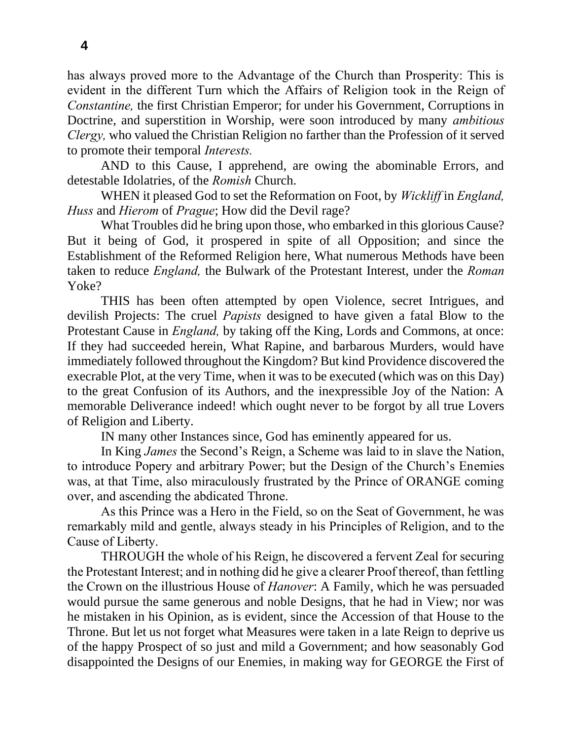has always proved more to the Advantage of the Church than Prosperity: This is evident in the different Turn which the Affairs of Religion took in the Reign of *Constantine,* the first Christian Emperor; for under his Government, Corruptions in Doctrine, and superstition in Worship, were soon introduced by many *ambitious Clergy,* who valued the Christian Religion no farther than the Profession of it served to promote their temporal *Interests.*

AND to this Cause, I apprehend, are owing the abominable Errors, and detestable Idolatries, of the *Romish* Church.

WHEN it pleased God to set the Reformation on Foot, by *Wickliff* in *England, Huss* and *Hierom* of *Prague*; How did the Devil rage?

What Troubles did he bring upon those, who embarked in this glorious Cause? But it being of God, it prospered in spite of all Opposition; and since the Establishment of the Reformed Religion here, What numerous Methods have been taken to reduce *England,* the Bulwark of the Protestant Interest, under the *Roman* Yoke?

THIS has been often attempted by open Violence, secret Intrigues, and devilish Projects: The cruel *Papists* designed to have given a fatal Blow to the Protestant Cause in *England,* by taking off the King, Lords and Commons, at once: If they had succeeded herein, What Rapine, and barbarous Murders, would have immediately followed throughout the Kingdom? But kind Providence discovered the execrable Plot, at the very Time, when it was to be executed (which was on this Day) to the great Confusion of its Authors, and the inexpressible Joy of the Nation: A memorable Deliverance indeed! which ought never to be forgot by all true Lovers of Religion and Liberty.

IN many other Instances since, God has eminently appeared for us.

In King *James* the Second's Reign, a Scheme was laid to in slave the Nation, to introduce Popery and arbitrary Power; but the Design of the Church's Enemies was, at that Time, also miraculously frustrated by the Prince of ORANGE coming over, and ascending the abdicated Throne.

As this Prince was a Hero in the Field, so on the Seat of Government, he was remarkably mild and gentle, always steady in his Principles of Religion, and to the Cause of Liberty.

THROUGH the whole of his Reign, he discovered a fervent Zeal for securing the Protestant Interest; and in nothing did he give a clearer Proof thereof, than fettling the Crown on the illustrious House of *Hanover*: A Family, which he was persuaded would pursue the same generous and noble Designs, that he had in View; nor was he mistaken in his Opinion, as is evident, since the Accession of that House to the Throne. But let us not forget what Measures were taken in a late Reign to deprive us of the happy Prospect of so just and mild a Government; and how seasonably God disappointed the Designs of our Enemies, in making way for GEORGE the First of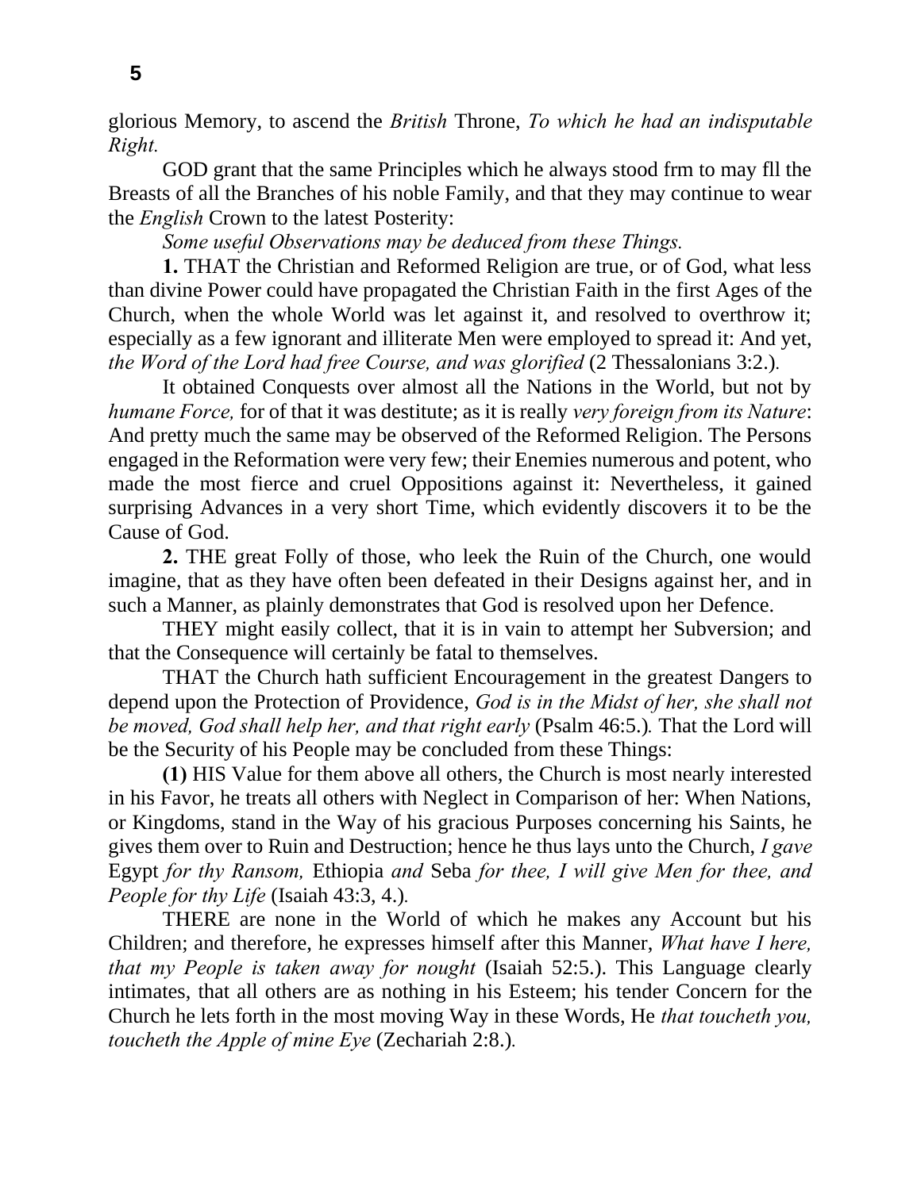glorious Memory, to ascend the *British* Throne, *To which he had an indisputable Right.*

GOD grant that the same Principles which he always stood frm to may fll the Breasts of all the Branches of his noble Family, and that they may continue to wear the *English* Crown to the latest Posterity:

*Some useful Observations may be deduced from these Things.*

**1.** THAT the Christian and Reformed Religion are true, or of God, what less than divine Power could have propagated the Christian Faith in the first Ages of the Church, when the whole World was let against it, and resolved to overthrow it; especially as a few ignorant and illiterate Men were employed to spread it: And yet, *the Word of the Lord had free Course, and was glorified* (2 Thessalonians 3:2.).

It obtained Conquests over almost all the Nations in the World, but not by *humane Force,* for of that it was destitute; as it is really *very foreign from its Nature*: And pretty much the same may be observed of the Reformed Religion. The Persons engaged in the Reformation were very few; their Enemies numerous and potent, who made the most fierce and cruel Oppositions against it: Nevertheless, it gained surprising Advances in a very short Time, which evidently discovers it to be the Cause of God.

**2.** THE great Folly of those, who leek the Ruin of the Church, one would imagine, that as they have often been defeated in their Designs against her, and in such a Manner, as plainly demonstrates that God is resolved upon her Defence.

THEY might easily collect, that it is in vain to attempt her Subversion; and that the Consequence will certainly be fatal to themselves.

THAT the Church hath sufficient Encouragement in the greatest Dangers to depend upon the Protection of Providence, *God is in the Midst of her, she shall not be moved, God shall help her, and that right early* (Psalm 46:5.). That the Lord will be the Security of his People may be concluded from these Things:

**(1)** HIS Value for them above all others, the Church is most nearly interested in his Favor, he treats all others with Neglect in Comparison of her: When Nations, or Kingdoms, stand in the Way of his gracious Purposes concerning his Saints, he gives them over to Ruin and Destruction; hence he thus lays unto the Church, *I gave* Egypt *for thy Ransom,* Ethiopia *and* Seba *for thee, I will give Men for thee, and People for thy Life* (Isaiah 43:3, 4.).

THERE are none in the World of which he makes any Account but his Children; and therefore, he expresses himself after this Manner, *What have I here, that my People is taken away for nought* (Isaiah 52:5.). This Language clearly intimates, that all others are as nothing in his Esteem; his tender Concern for the Church he lets forth in the most moving Way in these Words, He *that toucheth you, toucheth the Apple of mine Eye* (Zechariah 2:8.).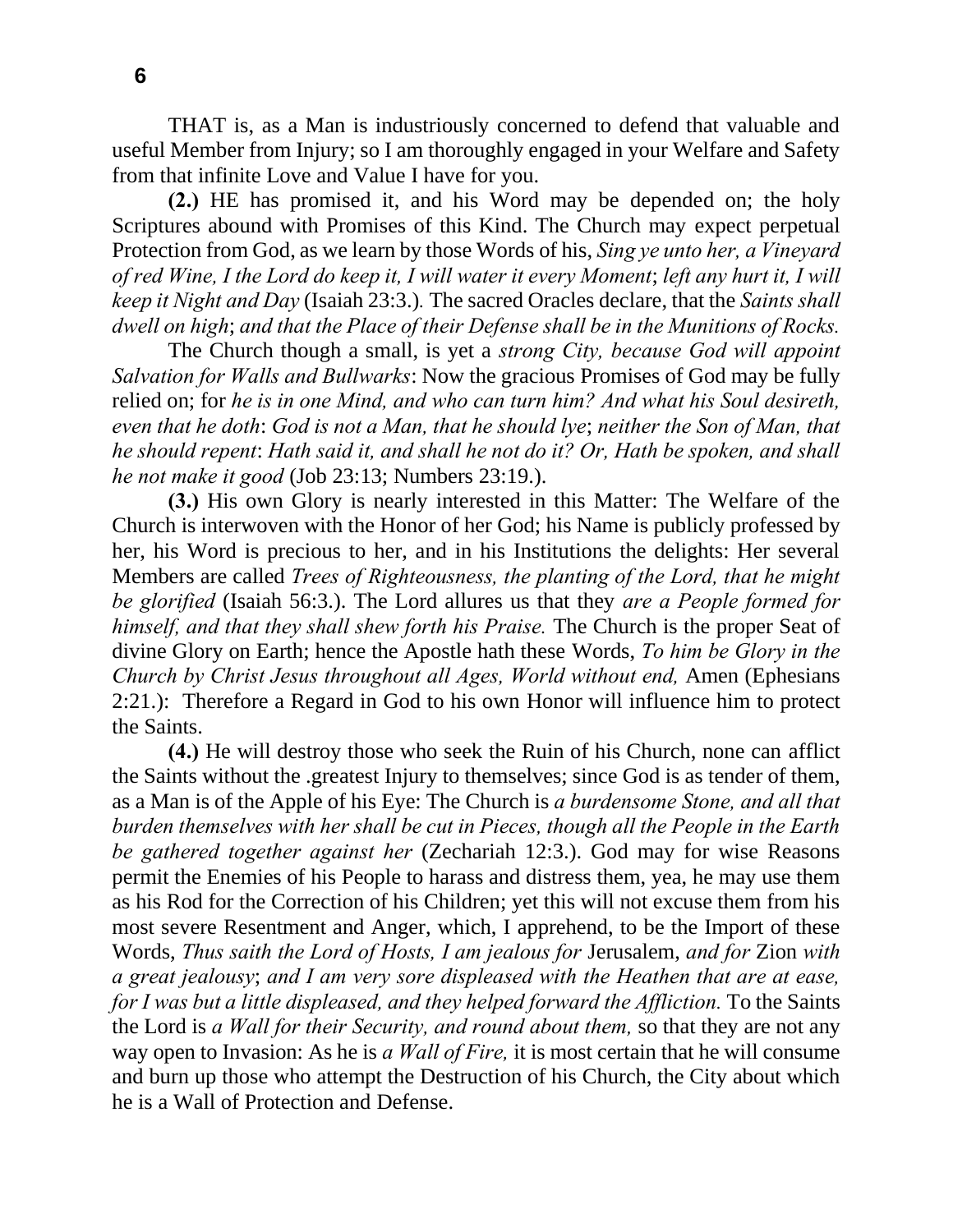THAT is, as a Man is industriously concerned to defend that valuable and useful Member from Injury; so I am thoroughly engaged in your Welfare and Safety from that infinite Love and Value I have for you.

**(2.)** HE has promised it, and his Word may be depended on; the holy Scriptures abound with Promises of this Kind. The Church may expect perpetual Protection from God, as we learn by those Words of his, *Sing ye unto her, a Vineyard of red Wine, I the Lord do keep it, I will water it every Moment*; *left any hurt it, I will keep it Night and Day* (Isaiah 23:3.). The sacred Oracles declare, that the *Saints shall dwell on high*; *and that the Place of their Defense shall be in the Munitions of Rocks.*

The Church though a small, is yet a *strong City, because God will appoint Salvation for Walls and Bullwarks*: Now the gracious Promises of God may be fully relied on; for *he is in one Mind, and who can turn him? And what his Soul desireth, even that he doth*: *God is not a Man, that he should lye*; *neither the Son of Man, that he should repent*: *Hath said it, and shall he not do it? Or, Hath be spoken, and shall he not make it good* (Job 23:13; Numbers 23:19.).

**(3.)** His own Glory is nearly interested in this Matter: The Welfare of the Church is interwoven with the Honor of her God; his Name is publicly professed by her, his Word is precious to her, and in his Institutions the delights: Her several Members are called *Trees of Righteousness, the planting of the Lord, that he might be glorified* (Isaiah 56:3.). The Lord allures us that they *are a People formed for himself, and that they shall shew forth his Praise.* The Church is the proper Seat of divine Glory on Earth; hence the Apostle hath these Words, *To him be Glory in the Church by Christ Jesus throughout all Ages, World without end,* Amen (Ephesians 2:21.): Therefore a Regard in God to his own Honor will influence him to protect the Saints.

**(4.)** He will destroy those who seek the Ruin of his Church, none can afflict the Saints without the .greatest Injury to themselves; since God is as tender of them, as a Man is of the Apple of his Eye: The Church is *a burdensome Stone, and all that burden themselves with her shall be cut in Pieces, though all the People in the Earth be gathered together against her* (Zechariah 12:3.). God may for wise Reasons permit the Enemies of his People to harass and distress them, yea, he may use them as his Rod for the Correction of his Children; yet this will not excuse them from his most severe Resentment and Anger, which, I apprehend, to be the Import of these Words, *Thus saith the Lord of Hosts, I am jealous for* Jerusalem, *and for* Zion *with a great jealousy*; *and I am very sore displeased with the Heathen that are at ease, for I was but a little displeased, and they helped forward the Affliction.* To the Saints the Lord is *a Wall for their Security, and round about them,* so that they are not any way open to Invasion: As he is *a Wall of Fire,* it is most certain that he will consume and burn up those who attempt the Destruction of his Church, the City about which he is a Wall of Protection and Defense.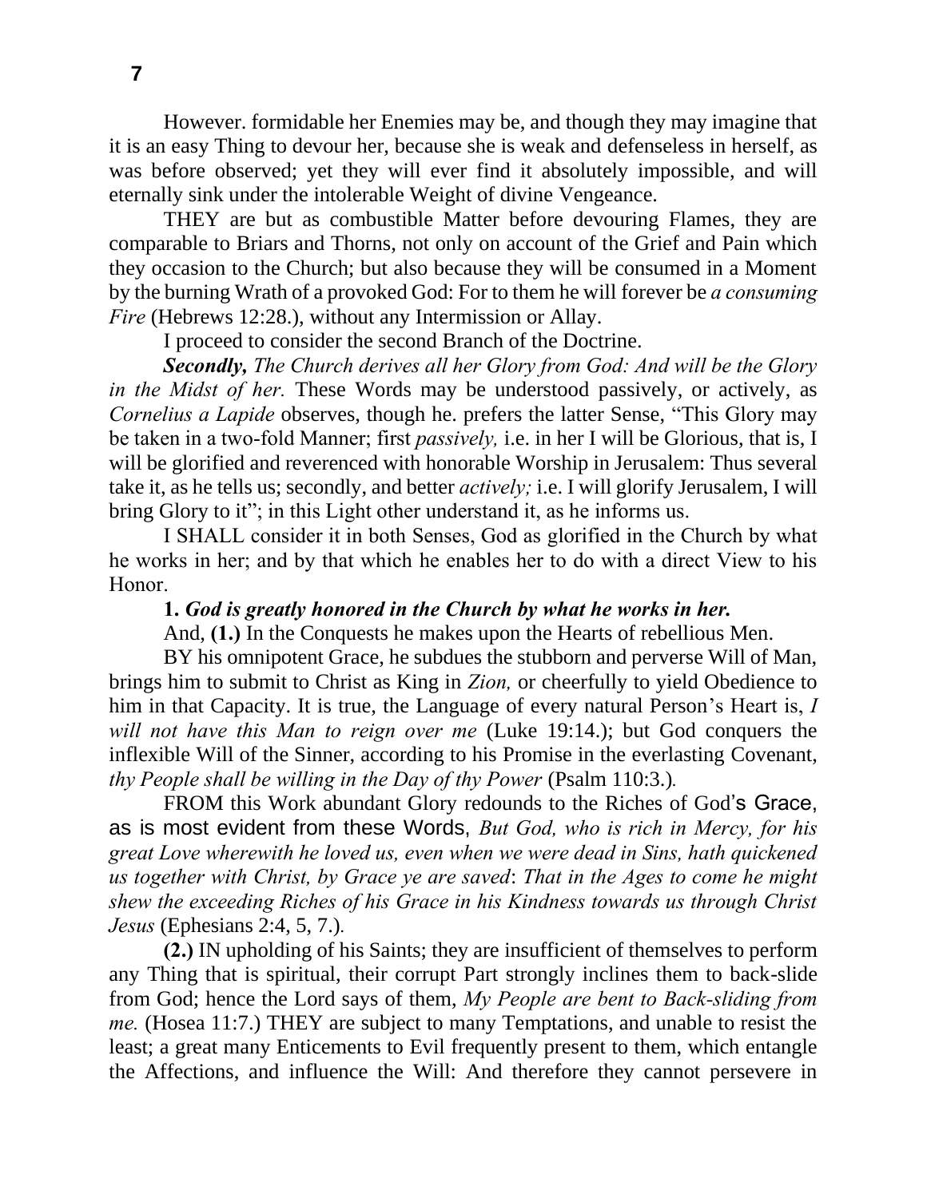However. formidable her Enemies may be, and though they may imagine that it is an easy Thing to devour her, because she is weak and defenseless in herself, as was before observed; yet they will ever find it absolutely impossible, and will eternally sink under the intolerable Weight of divine Vengeance.

THEY are but as combustible Matter before devouring Flames, they are comparable to Briars and Thorns, not only on account of the Grief and Pain which they occasion to the Church; but also because they will be consumed in a Moment by the burning Wrath of a provoked God: For to them he will forever be *a consuming Fire* (Hebrews 12:28.), without any Intermission or Allay.

I proceed to consider the second Branch of the Doctrine.

***Secondly,*** *The Church derives all her Glory from God: And will be the Glory in the Midst of her.* These Words may be understood passively, or actively, as *Cornelius a Lapide* observes, though he. prefers the latter Sense, "This Glory may be taken in a two-fold Manner; first *passively,* i.e. in her I will be Glorious, that is, I will be glorified and reverenced with honorable Worship in Jerusalem: Thus several take it, as he tells us; secondly, and better *actively;* i.e. I will glorify Jerusalem, I will bring Glory to it"; in this Light other understand it, as he informs us.

I SHALL consider it in both Senses, God as glorified in the Church by what he works in her; and by that which he enables her to do with a direct View to his Honor.

**1.** ***God is greatly honored in the Church by what he works in her.***

And, **(1.)** In the Conquests he makes upon the Hearts of rebellious Men.

BY his omnipotent Grace, he subdues the stubborn and perverse Will of Man, brings him to submit to Christ as King in *Zion,* or cheerfully to yield Obedience to him in that Capacity. It is true, the Language of every natural Person's Heart is, *I will not have this Man to reign over me* (Luke 19:14.); but God conquers the inflexible Will of the Sinner, according to his Promise in the everlasting Covenant, *thy People shall be willing in the Day of thy Power* (Psalm 110:3.).

FROM this Work abundant Glory redounds to the Riches of God's Grace, as is most evident from these Words, *But God, who is rich in Mercy, for his great Love wherewith he loved us, even when we were dead in Sins, hath quickened us together with Christ, by Grace ye are saved*: *That in the Ages to come he might shew the exceeding Riches of his Grace in his Kindness towards us through Christ Jesus* (Ephesians 2:4, 5, 7.).

**(2.)** IN upholding of his Saints; they are insufficient of themselves to perform any Thing that is spiritual, their corrupt Part strongly inclines them to back-slide from God; hence the Lord says of them, *My People are bent to Back-sliding from me.* (Hosea 11:7.) THEY are subject to many Temptations, and unable to resist the least; a great many Enticements to Evil frequently present to them, which entangle the Affections, and influence the Will: And therefore they cannot persevere in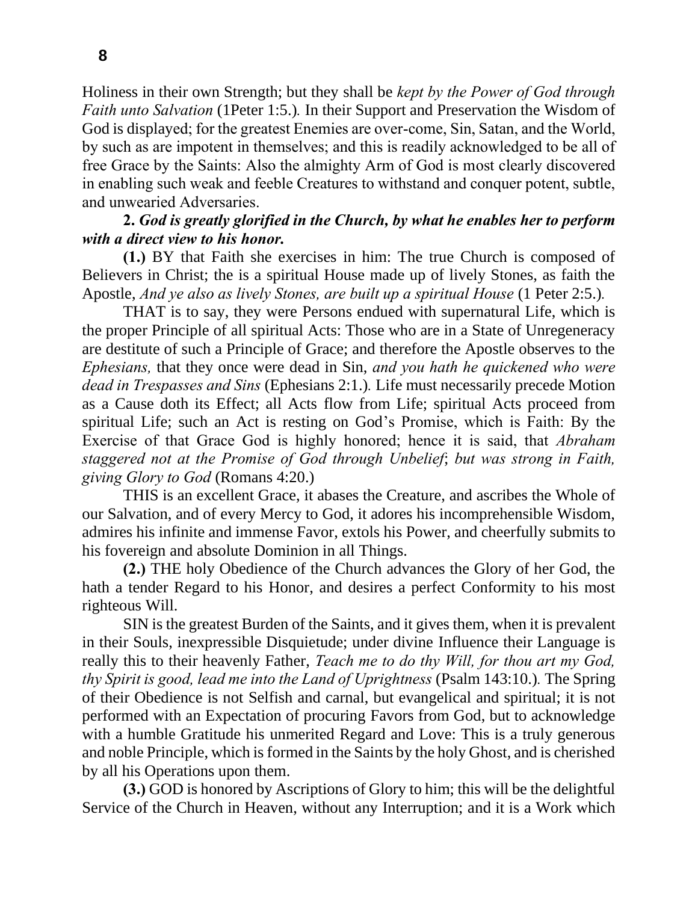Holiness in their own Strength; but they shall be *kept by the Power of God through Faith unto Salvation* (1Peter 1:5.). In their Support and Preservation the Wisdom of God is displayed; for the greatest Enemies are over-come, Sin, Satan, and the World, by such as are impotent in themselves; and this is readily acknowledged to be all of free Grace by the Saints: Also the almighty Arm of God is most clearly discovered in enabling such weak and feeble Creatures to withstand and conquer potent, subtle, and unwearied Adversaries.

**2.** ***God is greatly glorified in the Church, by what he enables her to perform with a direct view to his honor.***

**(1.)** BY that Faith she exercises in him: The true Church is composed of Believers in Christ; the is a spiritual House made up of lively Stones, as faith the Apostle, *And ye also as lively Stones, are built up a spiritual House* (1 Peter 2:5.).

THAT is to say, they were Persons endued with supernatural Life, which is the proper Principle of all spiritual Acts: Those who are in a State of Unregeneracy are destitute of such a Principle of Grace; and therefore the Apostle observes to the *Ephesians,* that they once were dead in Sin, *and you hath he quickened who were dead in Trespasses and Sins* (Ephesians 2:1.). Life must necessarily precede Motion as a Cause doth its Effect; all Acts flow from Life; spiritual Acts proceed from spiritual Life; such an Act is resting on God's Promise, which is Faith: By the Exercise of that Grace God is highly honored; hence it is said, that *Abraham staggered not at the Promise of God through Unbelief*; *but was strong in Faith, giving Glory to God* (Romans 4:20.)

THIS is an excellent Grace, it abases the Creature, and ascribes the Whole of our Salvation, and of every Mercy to God, it adores his incomprehensible Wisdom, admires his infinite and immense Favor, extols his Power, and cheerfully submits to his fovereign and absolute Dominion in all Things.

**(2.)** THE holy Obedience of the Church advances the Glory of her God, the hath a tender Regard to his Honor, and desires a perfect Conformity to his most righteous Will.

SIN is the greatest Burden of the Saints, and it gives them, when it is prevalent in their Souls, inexpressible Disquietude; under divine Influence their Language is really this to their heavenly Father, *Teach me to do thy Will, for thou art my God, thy Spirit is good, lead me into the Land of Uprightness* (Psalm 143:10.). The Spring of their Obedience is not Selfish and carnal, but evangelical and spiritual; it is not performed with an Expectation of procuring Favors from God, but to acknowledge with a humble Gratitude his unmerited Regard and Love: This is a truly generous and noble Principle, which is formed in the Saints by the holy Ghost, and is cherished by all his Operations upon them.

**(3.)** GOD is honored by Ascriptions of Glory to him; this will be the delightful Service of the Church in Heaven, without any Interruption; and it is a Work which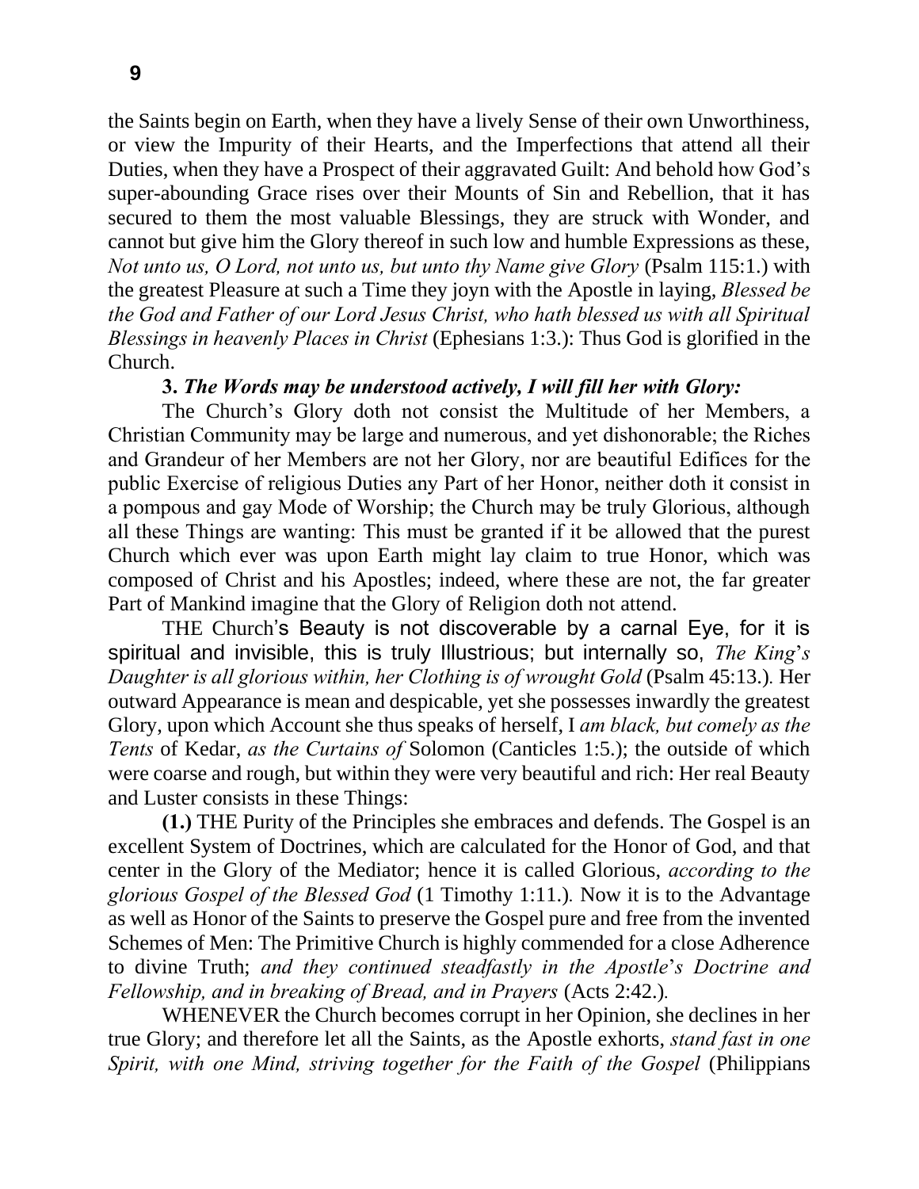the Saints begin on Earth, when they have a lively Sense of their own Unworthiness, or view the Impurity of their Hearts, and the Imperfections that attend all their Duties, when they have a Prospect of their aggravated Guilt: And behold how God's super-abounding Grace rises over their Mounts of Sin and Rebellion, that it has secured to them the most valuable Blessings, they are struck with Wonder, and cannot but give him the Glory thereof in such low and humble Expressions as these, *Not unto us, O Lord, not unto us, but unto thy Name give Glory* (Psalm 115:1.) with the greatest Pleasure at such a Time they joyn with the Apostle in laying, *Blessed be the God and Father of our Lord Jesus Christ, who hath blessed us with all Spiritual Blessings in heavenly Places in Christ* (Ephesians 1:3.): Thus God is glorified in the Church.

**3.** ***The Words may be understood actively, I will fill her with Glory:***

The Church's Glory doth not consist the Multitude of her Members, a Christian Community may be large and numerous, and yet dishonorable; the Riches and Grandeur of her Members are not her Glory, nor are beautiful Edifices for the public Exercise of religious Duties any Part of her Honor, neither doth it consist in a pompous and gay Mode of Worship; the Church may be truly Glorious, although all these Things are wanting: This must be granted if it be allowed that the purest Church which ever was upon Earth might lay claim to true Honor, which was composed of Christ and his Apostles; indeed, where these are not, the far greater Part of Mankind imagine that the Glory of Religion doth not attend.

THE Church's Beauty is not discoverable by a carnal Eye, for it is spiritual and invisible, this is truly Illustrious; but internally so, *The King's Daughter is all glorious within, her Clothing is of wrought Gold* (Psalm 45:13.). Her outward Appearance is mean and despicable, yet she possesses inwardly the greatest Glory, upon which Account she thus speaks of herself, I *am black, but comely as the Tents* of Kedar, *as the Curtains of* Solomon (Canticles 1:5.); the outside of which were coarse and rough, but within they were very beautiful and rich: Her real Beauty and Luster consists in these Things:

**(1.)** THE Purity of the Principles she embraces and defends. The Gospel is an excellent System of Doctrines, which are calculated for the Honor of God, and that center in the Glory of the Mediator; hence it is called Glorious, *according to the glorious Gospel of the Blessed God* (1 Timothy 1:11.). Now it is to the Advantage as well as Honor of the Saints to preserve the Gospel pure and free from the invented Schemes of Men: The Primitive Church is highly commended for a close Adherence to divine Truth; *and they continued steadfastly in the Apostle's Doctrine and Fellowship, and in breaking of Bread, and in Prayers* (Acts 2:42.).

WHENEVER the Church becomes corrupt in her Opinion, she declines in her true Glory; and therefore let all the Saints, as the Apostle exhorts, *stand fast in one Spirit, with one Mind, striving together for the Faith of the Gospel* (Philippians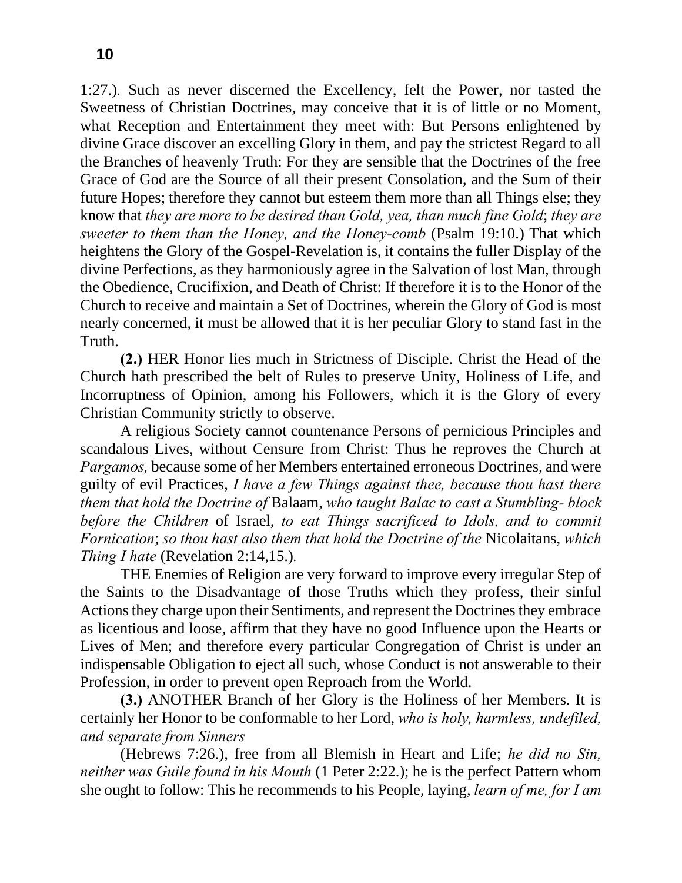1:27.). Such as never discerned the Excellency, felt the Power, nor tasted the Sweetness of Christian Doctrines, may conceive that it is of little or no Moment, what Reception and Entertainment they meet with: But Persons enlightened by divine Grace discover an excelling Glory in them, and pay the strictest Regard to all the Branches of heavenly Truth: For they are sensible that the Doctrines of the free Grace of God are the Source of all their present Consolation, and the Sum of their future Hopes; therefore they cannot but esteem them more than all Things else; they know that *they are more to be desired than Gold, yea, than much fine Gold*; *they are sweeter to them than the Honey, and the Honey-comb* (Psalm 19:10.) That which heightens the Glory of the Gospel-Revelation is, it contains the fuller Display of the divine Perfections, as they harmoniously agree in the Salvation of lost Man, through the Obedience, Crucifixion, and Death of Christ: If therefore it is to the Honor of the Church to receive and maintain a Set of Doctrines, wherein the Glory of God is most nearly concerned, it must be allowed that it is her peculiar Glory to stand fast in the Truth.

**(2.)** HER Honor lies much in Strictness of Disciple. Christ the Head of the Church hath prescribed the belt of Rules to preserve Unity, Holiness of Life, and Incorruptness of Opinion, among his Followers, which it is the Glory of every Christian Community strictly to observe.

A religious Society cannot countenance Persons of pernicious Principles and scandalous Lives, without Censure from Christ: Thus he reproves the Church at *Pargamos,* because some of her Members entertained erroneous Doctrines, and were guilty of evil Practices, *I have a few Things against thee, because thou hast there them that hold the Doctrine of* Balaam, *who taught Balac to cast a Stumbling- block before the Children* of Israel, *to eat Things sacrificed to Idols, and to commit Fornication*; *so thou hast also them that hold the Doctrine of the* Nicolaitans, *which Thing I hate* (Revelation 2:14,15.).

THE Enemies of Religion are very forward to improve every irregular Step of the Saints to the Disadvantage of those Truths which they profess, their sinful Actions they charge upon their Sentiments, and represent the Doctrines they embrace as licentious and loose, affirm that they have no good Influence upon the Hearts or Lives of Men; and therefore every particular Congregation of Christ is under an indispensable Obligation to eject all such, whose Conduct is not answerable to their Profession, in order to prevent open Reproach from the World.

**(3.)** ANOTHER Branch of her Glory is the Holiness of her Members. It is certainly her Honor to be conformable to her Lord, *who is holy, harmless, undefiled, and separate from Sinners*

(Hebrews 7:26.), free from all Blemish in Heart and Life; *he did no Sin, neither was Guile found in his Mouth* (1 Peter 2:22.); he is the perfect Pattern whom she ought to follow: This he recommends to his People, laying, *learn of me, for I am*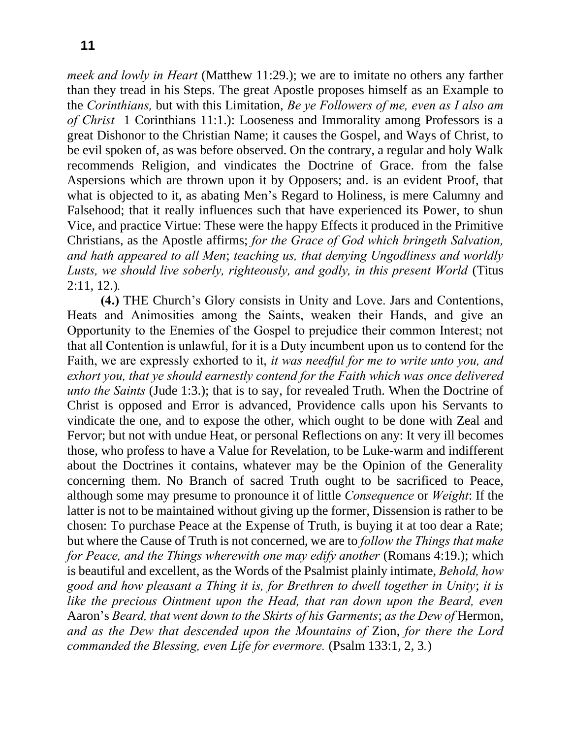*meek and lowly in Heart* (Matthew 11:29.); we are to imitate no others any farther than they tread in his Steps. The great Apostle proposes himself as an Example to the *Corinthians,* but with this Limitation, *Be ye Followers of me, even as I also am of Christ* 1 Corinthians 11:1.): Looseness and Immorality among Professors is a great Dishonor to the Christian Name; it causes the Gospel, and Ways of Christ, to be evil spoken of, as was before observed. On the contrary, a regular and holy Walk recommends Religion, and vindicates the Doctrine of Grace. from the false Aspersions which are thrown upon it by Opposers; and. is an evident Proof, that what is objected to it, as abating Men's Regard to Holiness, is mere Calumny and Falsehood; that it really influences such that have experienced its Power, to shun Vice, and practice Virtue: These were the happy Effects it produced in the Primitive Christians, as the Apostle affirms; *for the Grace of God which bringeth Salvation, and hath appeared to all Men*; *teaching us, that denying Ungodliness and worldly Lusts, we should live soberly, righteously, and godly, in this present World* (Titus 2:11, 12.).

**(4.)** THE Church's Glory consists in Unity and Love. Jars and Contentions, Heats and Animosities among the Saints, weaken their Hands, and give an Opportunity to the Enemies of the Gospel to prejudice their common Interest; not that all Contention is unlawful, for it is a Duty incumbent upon us to contend for the Faith, we are expressly exhorted to it, *it was needful for me to write unto you, and exhort you, that ye should earnestly contend for the Faith which was once delivered unto the Saints* (Jude 1:3.); that is to say, for revealed Truth. When the Doctrine of Christ is opposed and Error is advanced, Providence calls upon his Servants to vindicate the one, and to expose the other, which ought to be done with Zeal and Fervor; but not with undue Heat, or personal Reflections on any: It very ill becomes those, who profess to have a Value for Revelation, to be Luke-warm and indifferent about the Doctrines it contains, whatever may be the Opinion of the Generality concerning them. No Branch of sacred Truth ought to be sacrificed to Peace, although some may presume to pronounce it of little *Consequence* or *Weight*: If the latter is not to be maintained without giving up the former, Dissension is rather to be chosen: To purchase Peace at the Expense of Truth, is buying it at too dear a Rate; but where the Cause of Truth is not concerned, we are to *follow the Things that make for Peace, and the Things wherewith one may edify another* (Romans 4:19.); which is beautiful and excellent, as the Words of the Psalmist plainly intimate, *Behold, how good and how pleasant a Thing it is, for Brethren to dwell together in Unity*; *it is like the precious Ointment upon the Head, that ran down upon the Beard, even* Aaron's *Beard, that went down to the Skirts of his Garments*; *as the Dew of* Hermon, *and as the Dew that descended upon the Mountains of* Zion, *for there the Lord commanded the Blessing, even Life for evermore.* (Psalm 133:1, 2, 3.)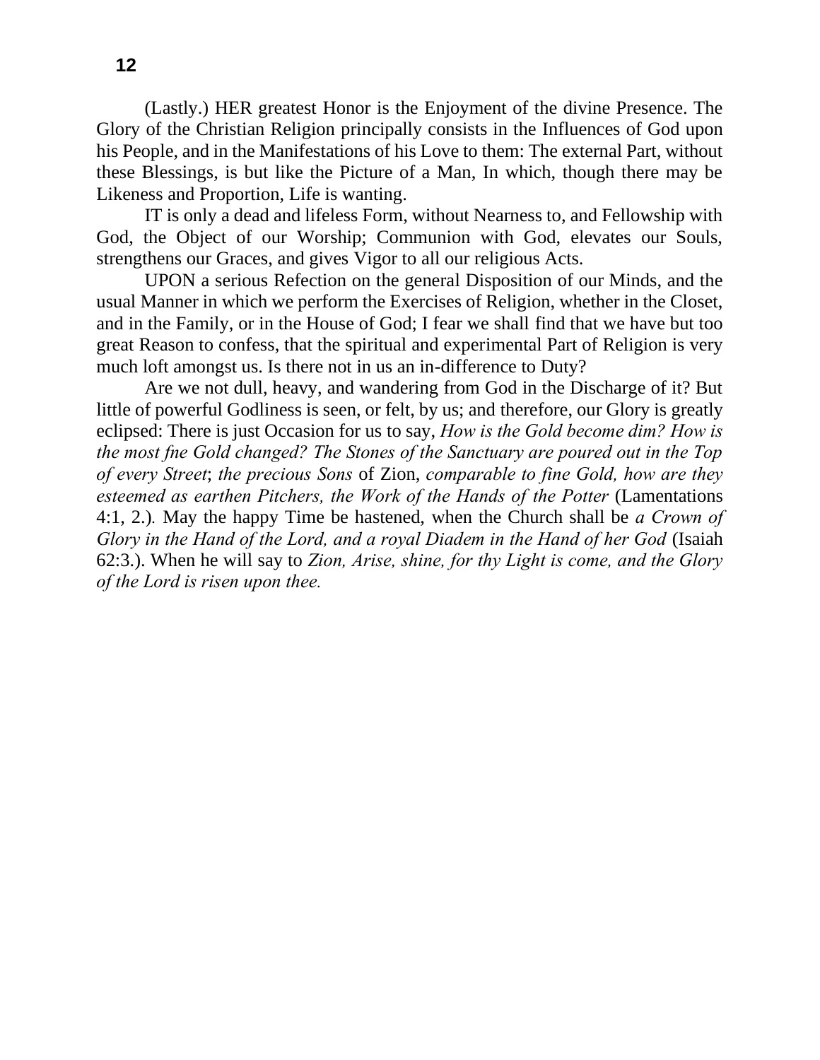(Lastly.) HER greatest Honor is the Enjoyment of the divine Presence. The Glory of the Christian Religion principally consists in the Influences of God upon his People, and in the Manifestations of his Love to them: The external Part, without these Blessings, is but like the Picture of a Man, In which, though there may be Likeness and Proportion, Life is wanting.

IT is only a dead and lifeless Form, without Nearness to, and Fellowship with God, the Object of our Worship; Communion with God, elevates our Souls, strengthens our Graces, and gives Vigor to all our religious Acts.

UPON a serious Refection on the general Disposition of our Minds, and the usual Manner in which we perform the Exercises of Religion, whether in the Closet, and in the Family, or in the House of God; I fear we shall find that we have but too great Reason to confess, that the spiritual and experimental Part of Religion is very much loft amongst us. Is there not in us an in-difference to Duty?

Are we not dull, heavy, and wandering from God in the Discharge of it? But little of powerful Godliness is seen, or felt, by us; and therefore, our Glory is greatly eclipsed: There is just Occasion for us to say, *How is the Gold become dim? How is the most fne Gold changed? The Stones of the Sanctuary are poured out in the Top of every Street*; *the precious Sons* of Zion, *comparable to fine Gold, how are they esteemed as earthen Pitchers, the Work of the Hands of the Potter* (Lamentations 4:1, 2.). May the happy Time be hastened, when the Church shall be *a Crown of Glory in the Hand of the Lord, and a royal Diadem in the Hand of her God* (Isaiah 62:3.). When he will say to *Zion, Arise, shine, for thy Light is come, and the Glory of the Lord is risen upon thee.*